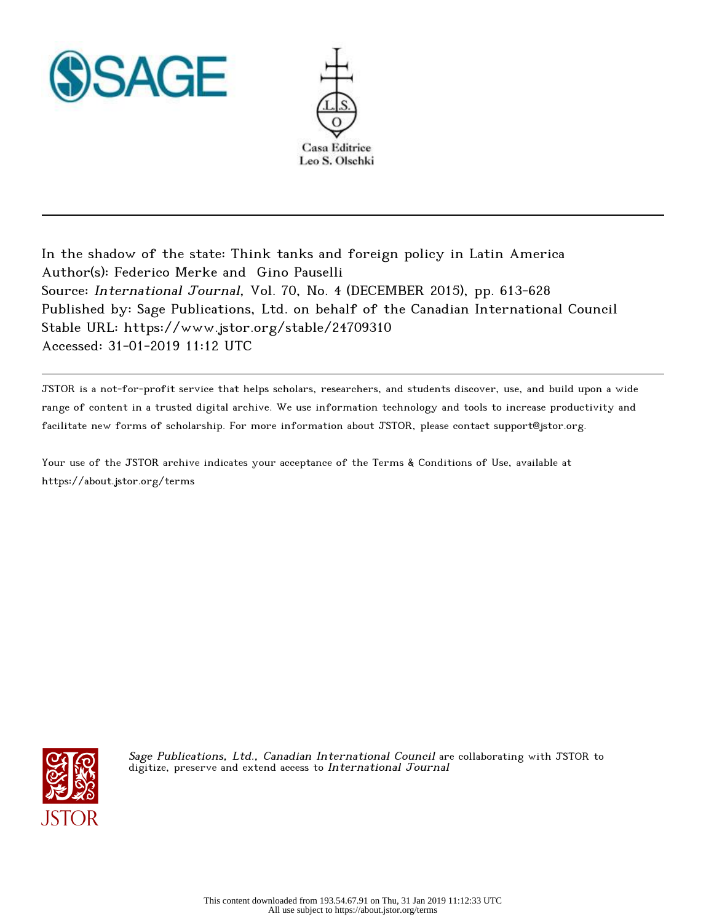SAGE

Casa Editrice Leo S. Olschki

In the shadow of the state: Think tanks and foreign policy in Latin America
Author(s): Federico Merke and Gino Pauselli
Source: *International Journal*, Vol. 70, No. 4 (DECEMBER 2015), pp. 613-628
Published by: Sage Publications, Ltd. on behalf of the Canadian International Council
Stable URL: https://www.jstor.org/stable/24709310
Accessed: 31-01-2019 11:12 UTC

JSTOR is a not-for-profit service that helps scholars, researchers, and students discover, use, and build upon a wide range of content in a trusted digital archive. We use information technology and tools to increase productivity and facilitate new forms of scholarship. For more information about JSTOR, please contact support@jstor.org.

Your use of the JSTOR archive indicates your acceptance of the Terms & Conditions of Use, available at https://about.jstor.org/terms

*Sage Publications, Ltd., Canadian International Council* are collaborating with JSTOR to digitize, preserve and extend access to *International Journal*

This content downloaded from 193.54.67.91 on Thu, 31 Jan 2019 11:12:33 UTC
All use subject to https://about.jstor.org/terms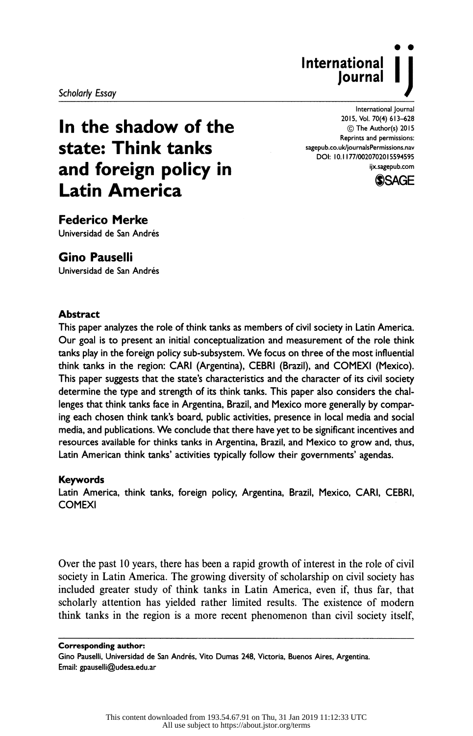*Scholarly Essay*

# In the shadow of the state: Think tanks and foreign policy in Latin America

**Federico Merke**
Universidad de San Andrés

**Gino Pauselli**
Universidad de San Andrés

## Abstract

This paper analyzes the role of think tanks as members of civil society in Latin America. Our goal is to present an initial conceptualization and measurement of the role think tanks play in the foreign policy sub-subsystem. We focus on three of the most influential think tanks in the region: CARI (Argentina), CEBRI (Brazil), and COMEXI (Mexico). This paper suggests that the state's characteristics and the character of its civil society determine the type and strength of its think tanks. This paper also considers the challenges that think tanks face in Argentina, Brazil, and Mexico more generally by comparing each chosen think tank's board, public activities, presence in local media and social media, and publications. We conclude that there have yet to be significant incentives and resources available for thinks tanks in Argentina, Brazil, and Mexico to grow and, thus, Latin American think tanks' activities typically follow their governments' agendas.

## Keywords

Latin America, think tanks, foreign policy, Argentina, Brazil, Mexico, CARI, CEBRI, COMEXI

Over the past 10 years, there has been a rapid growth of interest in the role of civil society in Latin America. The growing diversity of scholarship on civil society has included greater study of think tanks in Latin America, even if, thus far, that scholarly attention has yielded rather limited results. The existence of modern think tanks in the region is a more recent phenomenon than civil society itself,

**Corresponding author:**
Gino Pauselli, Universidad de San Andrés, Vito Dumas 248, Victoria, Buenos Aires, Argentina.
Email: gpauselli@udesa.edu.ar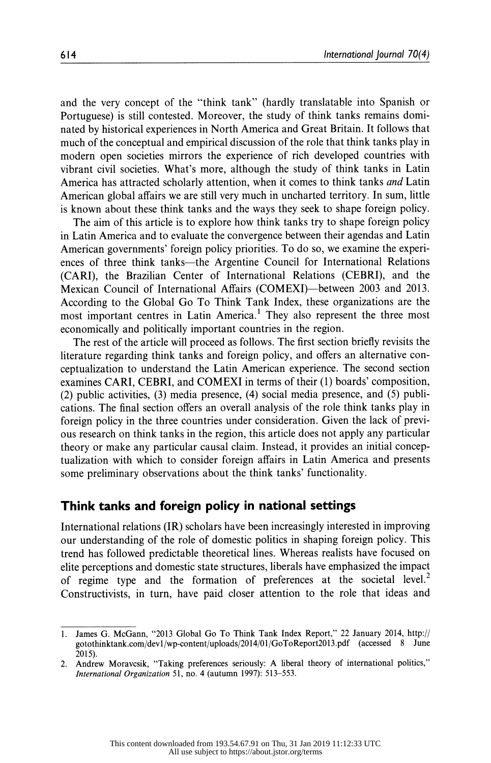and the very concept of the "think tank" (hardly translatable into Spanish or Portuguese) is still contested. Moreover, the study of think tanks remains dominated by historical experiences in North America and Great Britain. It follows that much of the conceptual and empirical discussion of the role that think tanks play in modern open societies mirrors the experience of rich developed countries with vibrant civil societies. What's more, although the study of think tanks in Latin America has attracted scholarly attention, when it comes to think tanks *and* Latin American global affairs we are still very much in uncharted territory. In sum, little is known about these think tanks and the ways they seek to shape foreign policy.

The aim of this article is to explore how think tanks try to shape foreign policy in Latin America and to evaluate the convergence between their agendas and Latin American governments' foreign policy priorities. To do so, we examine the experiences of three think tanks—the Argentine Council for International Relations (CARI), the Brazilian Center of International Relations (CEBRI), and the Mexican Council of International Affairs (COMEXI)—between 2003 and 2013. According to the Global Go To Think Tank Index, these organizations are the most important centres in Latin America.[1] They also represent the three most economically and politically important countries in the region.

The rest of the article will proceed as follows. The first section briefly revisits the literature regarding think tanks and foreign policy, and offers an alternative conceptualization to understand the Latin American experience. The second section examines CARI, CEBRI, and COMEXI in terms of their (1) boards' composition, (2) public activities, (3) media presence, (4) social media presence, and (5) publications. The final section offers an overall analysis of the role think tanks play in foreign policy in the three countries under consideration. Given the lack of previous research on think tanks in the region, this article does not apply any particular theory or make any particular causal claim. Instead, it provides an initial conceptualization with which to consider foreign affairs in Latin America and presents some preliminary observations about the think tanks' functionality.

## Think tanks and foreign policy in national settings

International relations (IR) scholars have been increasingly interested in improving our understanding of the role of domestic politics in shaping foreign policy. This trend has followed predictable theoretical lines. Whereas realists have focused on elite perceptions and domestic state structures, liberals have emphasized the impact of regime type and the formation of preferences at the societal level.[2] Constructivists, in turn, have paid closer attention to the role that ideas and

---

1. James G. McGann, "2013 Global Go To Think Tank Index Report," 22 January 2014, http://gotothinktank.com/dev1/wp-content/uploads/2014/01/GoToReport2013.pdf (accessed 8 June 2015).
2. Andrew Moravcsik, "Taking preferences seriously: A liberal theory of international politics," *International Organization* 51, no. 4 (autumn 1997): 513–553.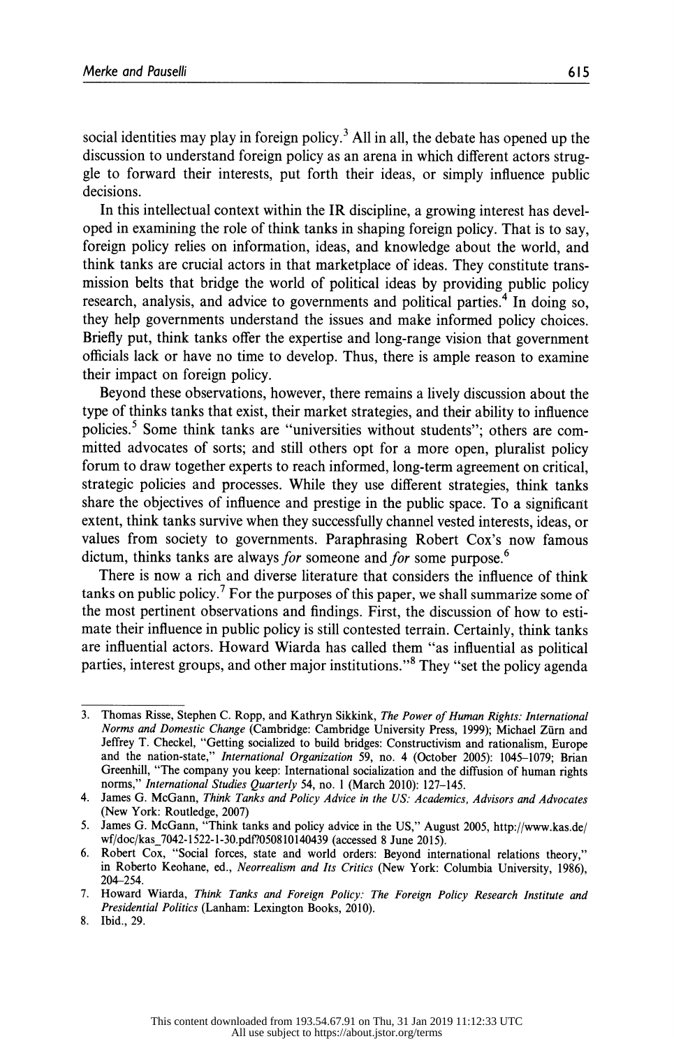social identities may play in foreign policy.[3] All in all, the debate has opened up the discussion to understand foreign policy as an arena in which different actors struggle to forward their interests, put forth their ideas, or simply influence public decisions.

In this intellectual context within the IR discipline, a growing interest has developed in examining the role of think tanks in shaping foreign policy. That is to say, foreign policy relies on information, ideas, and knowledge about the world, and think tanks are crucial actors in that marketplace of ideas. They constitute transmission belts that bridge the world of political ideas by providing public policy research, analysis, and advice to governments and political parties.[4] In doing so, they help governments understand the issues and make informed policy choices. Briefly put, think tanks offer the expertise and long-range vision that government officials lack or have no time to develop. Thus, there is ample reason to examine their impact on foreign policy.

Beyond these observations, however, there remains a lively discussion about the type of thinks tanks that exist, their market strategies, and their ability to influence policies.[5] Some think tanks are "universities without students"; others are committed advocates of sorts; and still others opt for a more open, pluralist policy forum to draw together experts to reach informed, long-term agreement on critical, strategic policies and processes. While they use different strategies, think tanks share the objectives of influence and prestige in the public space. To a significant extent, think tanks survive when they successfully channel vested interests, ideas, or values from society to governments. Paraphrasing Robert Cox's now famous dictum, thinks tanks are always *for* someone and *for* some purpose.[6]

There is now a rich and diverse literature that considers the influence of think tanks on public policy.[7] For the purposes of this paper, we shall summarize some of the most pertinent observations and findings. First, the discussion of how to estimate their influence in public policy is still contested terrain. Certainly, think tanks are influential actors. Howard Wiarda has called them "as influential as political parties, interest groups, and other major institutions."[8] They "set the policy agenda

3. Thomas Risse, Stephen C. Ropp, and Kathryn Sikkink, *The Power of Human Rights: International Norms and Domestic Change* (Cambridge: Cambridge University Press, 1999); Michael Zürn and Jeffrey T. Checkel, "Getting socialized to build bridges: Constructivism and rationalism, Europe and the nation-state," *International Organization* 59, no. 4 (October 2005): 1045–1079; Brian Greenhill, "The company you keep: International socialization and the diffusion of human rights norms," *International Studies Quarterly* 54, no. 1 (March 2010): 127–145.
4. James G. McGann, *Think Tanks and Policy Advice in the US: Academics, Advisors and Advocates* (New York: Routledge, 2007)
5. James G. McGann, "Think tanks and policy advice in the US," August 2005, http://www.kas.de/wf/doc/kas_7042-1522-1-30.pdf?050810140439 (accessed 8 June 2015).
6. Robert Cox, "Social forces, state and world orders: Beyond international relations theory," in Roberto Keohane, ed., *Neorealism and Its Critics* (New York: Columbia University, 1986), 204–254.
7. Howard Wiarda, *Think Tanks and Foreign Policy: The Foreign Policy Research Institute and Presidential Politics* (Lanham: Lexington Books, 2010).
8. Ibid., 29.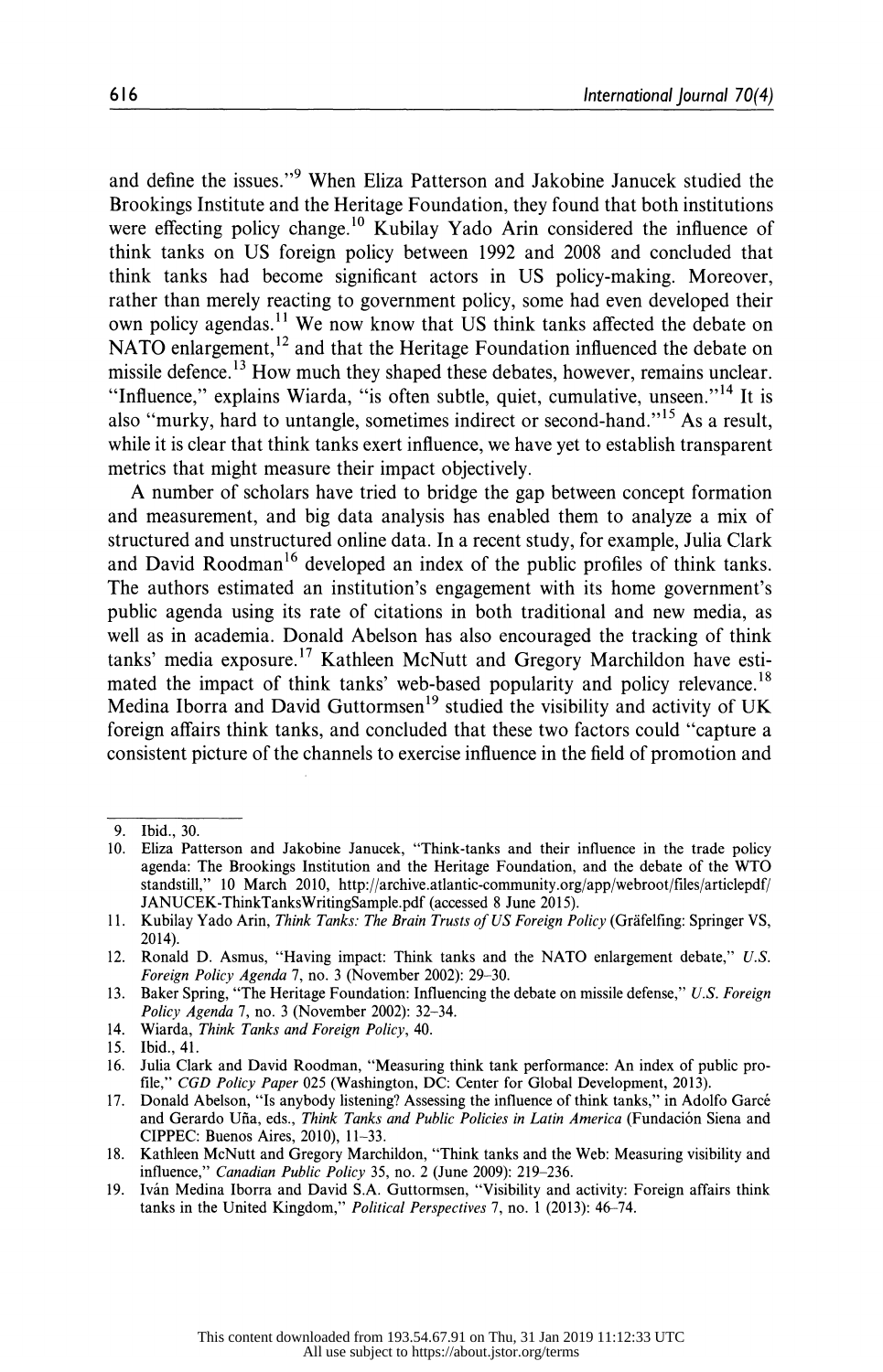and define the issues."[9] When Eliza Patterson and Jakobine Janucek studied the Brookings Institute and the Heritage Foundation, they found that both institutions were effecting policy change.[10] Kubilay Yado Arin considered the influence of think tanks on US foreign policy between 1992 and 2008 and concluded that think tanks had become significant actors in US policy-making. Moreover, rather than merely reacting to government policy, some had even developed their own policy agendas.[11] We now know that US think tanks affected the debate on NATO enlargement,[12] and that the Heritage Foundation influenced the debate on missile defence.[13] How much they shaped these debates, however, remains unclear. "Influence," explains Wiarda, "is often subtle, quiet, cumulative, unseen."[14] It is also "murky, hard to untangle, sometimes indirect or second-hand."[15] As a result, while it is clear that think tanks exert influence, we have yet to establish transparent metrics that might measure their impact objectively.

A number of scholars have tried to bridge the gap between concept formation and measurement, and big data analysis has enabled them to analyze a mix of structured and unstructured online data. In a recent study, for example, Julia Clark and David Roodman[16] developed an index of the public profiles of think tanks. The authors estimated an institution's engagement with its home government's public agenda using its rate of citations in both traditional and new media, as well as in academia. Donald Abelson has also encouraged the tracking of think tanks' media exposure.[17] Kathleen McNutt and Gregory Marchildon have estimated the impact of think tanks' web-based popularity and policy relevance.[18] Medina Iborra and David Guttormsen[19] studied the visibility and activity of UK foreign affairs think tanks, and concluded that these two factors could "capture a consistent picture of the channels to exercise influence in the field of promotion and

---

9. Ibid., 30.
10. Eliza Patterson and Jakobine Janucek, "Think-tanks and their influence in the trade policy agenda: The Brookings Institution and the Heritage Foundation, and the debate of the WTO standstill," 10 March 2010, http://archive.atlantic-community.org/app/webroot/files/articlepdf/JANUCEK-ThinkTanksWritingSample.pdf (accessed 8 June 2015).
11. Kubilay Yado Arin, *Think Tanks: The Brain Trusts of US Foreign Policy* (Gräfelfing: Springer VS, 2014).
12. Ronald D. Asmus, "Having impact: Think tanks and the NATO enlargement debate," *U.S. Foreign Policy Agenda* 7, no. 3 (November 2002): 29–30.
13. Baker Spring, "The Heritage Foundation: Influencing the debate on missile defense," *U.S. Foreign Policy Agenda* 7, no. 3 (November 2002): 32–34.
14. Wiarda, *Think Tanks and Foreign Policy*, 40.
15. Ibid., 41.
16. Julia Clark and David Roodman, "Measuring think tank performance: An index of public profile," *CGD Policy Paper* 025 (Washington, DC: Center for Global Development, 2013).
17. Donald Abelson, "Is anybody listening? Assessing the influence of think tanks," in Adolfo Garcé and Gerardo Uña, eds., *Think Tanks and Public Policies in Latin America* (Fundación Siena and CIPPEC: Buenos Aires, 2010), 11–33.
18. Kathleen McNutt and Gregory Marchildon, "Think tanks and the Web: Measuring visibility and influence," *Canadian Public Policy* 35, no. 2 (June 2009): 219–236.
19. Iván Medina Iborra and David S.A. Guttormsen, "Visibility and activity: Foreign affairs think tanks in the United Kingdom," *Political Perspectives* 7, no. 1 (2013): 46–74.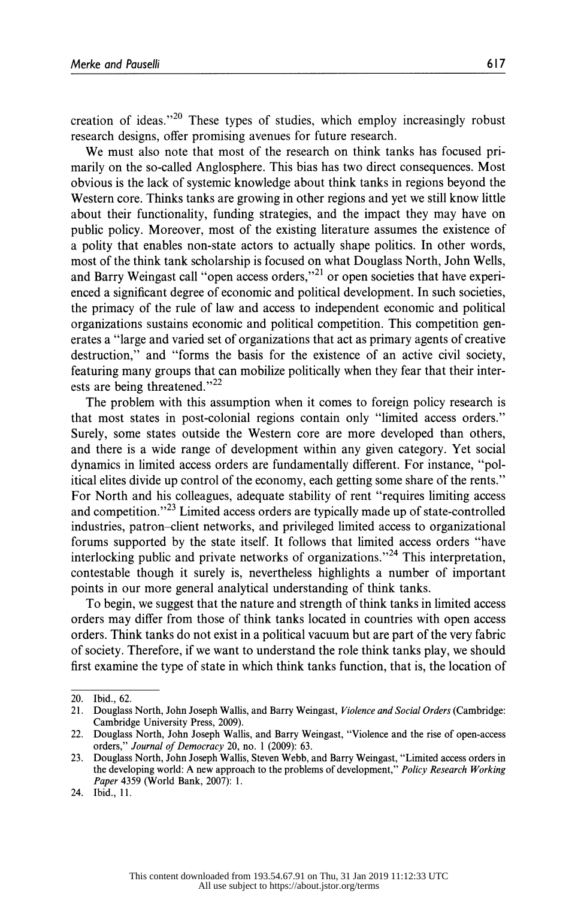creation of ideas."[20] These types of studies, which employ increasingly robust research designs, offer promising avenues for future research.

We must also note that most of the research on think tanks has focused primarily on the so-called Anglosphere. This bias has two direct consequences. Most obvious is the lack of systemic knowledge about think tanks in regions beyond the Western core. Thinks tanks are growing in other regions and yet we still know little about their functionality, funding strategies, and the impact they may have on public policy. Moreover, most of the existing literature assumes the existence of a polity that enables non-state actors to actually shape politics. In other words, most of the think tank scholarship is focused on what Douglass North, John Wells, and Barry Weingast call "open access orders,"[21] or open societies that have experienced a significant degree of economic and political development. In such societies, the primacy of the rule of law and access to independent economic and political organizations sustains economic and political competition. This competition generates a "large and varied set of organizations that act as primary agents of creative destruction," and "forms the basis for the existence of an active civil society, featuring many groups that can mobilize politically when they fear that their interests are being threatened."[22]

The problem with this assumption when it comes to foreign policy research is that most states in post-colonial regions contain only "limited access orders." Surely, some states outside the Western core are more developed than others, and there is a wide range of development within any given category. Yet social dynamics in limited access orders are fundamentally different. For instance, "political elites divide up control of the economy, each getting some share of the rents." For North and his colleagues, adequate stability of rent "requires limiting access and competition."[23] Limited access orders are typically made up of state-controlled industries, patron–client networks, and privileged limited access to organizational forums supported by the state itself. It follows that limited access orders "have interlocking public and private networks of organizations."[24] This interpretation, contestable though it surely is, nevertheless highlights a number of important points in our more general analytical understanding of think tanks.

To begin, we suggest that the nature and strength of think tanks in limited access orders may differ from those of think tanks located in countries with open access orders. Think tanks do not exist in a political vacuum but are part of the very fabric of society. Therefore, if we want to understand the role think tanks play, we should first examine the type of state in which think tanks function, that is, the location of

20. Ibid., 62.
21. Douglass North, John Joseph Wallis, and Barry Weingast, *Violence and Social Orders* (Cambridge: Cambridge University Press, 2009).
22. Douglass North, John Joseph Wallis, and Barry Weingast, "Violence and the rise of open-access orders," *Journal of Democracy* 20, no. 1 (2009): 63.
23. Douglass North, John Joseph Wallis, Steven Webb, and Barry Weingast, "Limited access orders in the developing world: A new approach to the problems of development," *Policy Research Working Paper* 4359 (World Bank, 2007): 1.
24. Ibid., 11.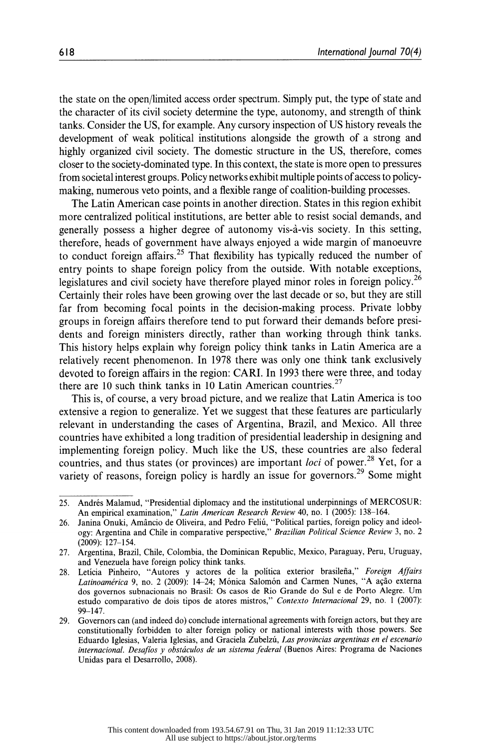the state on the open/limited access order spectrum. Simply put, the type of state and the character of its civil society determine the type, autonomy, and strength of think tanks. Consider the US, for example. Any cursory inspection of US history reveals the development of weak political institutions alongside the growth of a strong and highly organized civil society. The domestic structure in the US, therefore, comes closer to the society-dominated type. In this context, the state is more open to pressures from societal interest groups. Policy networks exhibit multiple points of access to policy-making, numerous veto points, and a flexible range of coalition-building processes.

The Latin American case points in another direction. States in this region exhibit more centralized political institutions, are better able to resist social demands, and generally possess a higher degree of autonomy vis-à-vis society. In this setting, therefore, heads of government have always enjoyed a wide margin of manoeuvre to conduct foreign affairs.[25] That flexibility has typically reduced the number of entry points to shape foreign policy from the outside. With notable exceptions, legislatures and civil society have therefore played minor roles in foreign policy.[26] Certainly their roles have been growing over the last decade or so, but they are still far from becoming focal points in the decision-making process. Private lobby groups in foreign affairs therefore tend to put forward their demands before presidents and foreign ministers directly, rather than working through think tanks. This history helps explain why foreign policy think tanks in Latin America are a relatively recent phenomenon. In 1978 there was only one think tank exclusively devoted to foreign affairs in the region: CARI. In 1993 there were three, and today there are 10 such think tanks in 10 Latin American countries.[27]

This is, of course, a very broad picture, and we realize that Latin America is too extensive a region to generalize. Yet we suggest that these features are particularly relevant in understanding the cases of Argentina, Brazil, and Mexico. All three countries have exhibited a long tradition of presidential leadership in designing and implementing foreign policy. Much like the US, these countries are also federal countries, and thus states (or provinces) are important *loci* of power.[28] Yet, for a variety of reasons, foreign policy is hardly an issue for governors.[29] Some might

---

25. Andrés Malamud, "Presidential diplomacy and the institutional underpinnings of MERCOSUR: An empirical examination," *Latin American Research Review* 40, no. 1 (2005): 138–164.
26. Janina Onuki, Amâncio de Oliveira, and Pedro Feliú, "Political parties, foreign policy and ideology: Argentina and Chile in comparative perspective," *Brazilian Political Science Review* 3, no. 2 (2009): 127–154.
27. Argentina, Brazil, Chile, Colombia, the Dominican Republic, Mexico, Paraguay, Peru, Uruguay, and Venezuela have foreign policy think tanks.
28. Letícia Pinheiro, "Autores y actores de la política exterior brasileña," *Foreign Affairs Latinoamérica* 9, no. 2 (2009): 14–24; Mónica Salomón and Carmen Nunes, "A ação externa dos governos subnacionais no Brasil: Os casos de Rio Grande do Sul e de Porto Alegre. Um estudo comparativo de dois tipos de atores mistros," *Contexto Internacional* 29, no. 1 (2007): 99–147.
29. Governors can (and indeed do) conclude international agreements with foreign actors, but they are constitutionally forbidden to alter foreign policy or national interests with those powers. See Eduardo Iglesias, Valeria Iglesias, and Graciela Zubelzú, *Las provincias argentinas en el escenario internacional. Desafíos y obstáculos de un sistema federal* (Buenos Aires: Programa de Naciones Unidas para el Desarrollo, 2008).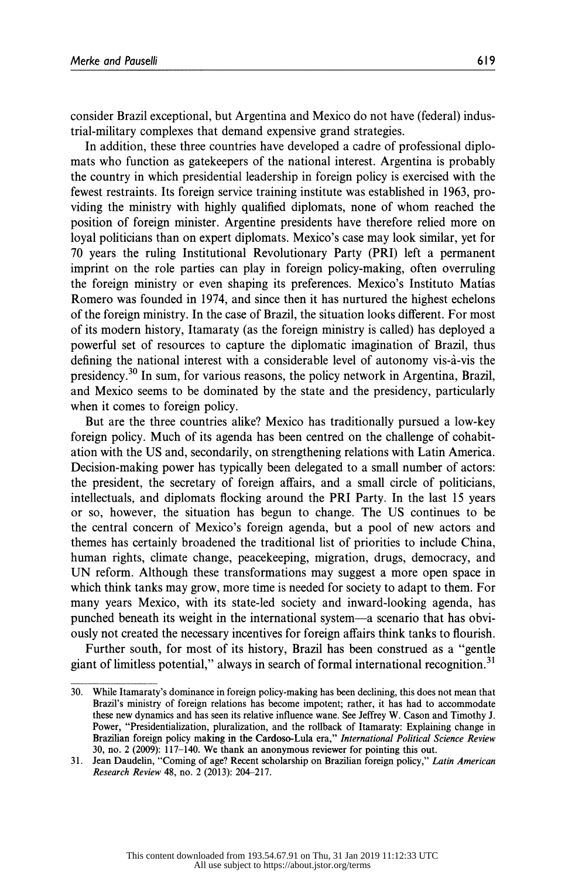consider Brazil exceptional, but Argentina and Mexico do not have (federal) industrial-military complexes that demand expensive grand strategies.

In addition, these three countries have developed a cadre of professional diplomats who function as gatekeepers of the national interest. Argentina is probably the country in which presidential leadership in foreign policy is exercised with the fewest restraints. Its foreign service training institute was established in 1963, providing the ministry with highly qualified diplomats, none of whom reached the position of foreign minister. Argentine presidents have therefore relied more on loyal politicians than on expert diplomats. Mexico's case may look similar, yet for 70 years the ruling Institutional Revolutionary Party (PRI) left a permanent imprint on the role parties can play in foreign policy-making, often overruling the foreign ministry or even shaping its preferences. Mexico's Instituto Matías Romero was founded in 1974, and since then it has nurtured the highest echelons of the foreign ministry. In the case of Brazil, the situation looks different. For most of its modern history, Itamaraty (as the foreign ministry is called) has deployed a powerful set of resources to capture the diplomatic imagination of Brazil, thus defining the national interest with a considerable level of autonomy vis-à-vis the presidency.[30] In sum, for various reasons, the policy network in Argentina, Brazil, and Mexico seems to be dominated by the state and the presidency, particularly when it comes to foreign policy.

But are the three countries alike? Mexico has traditionally pursued a low-key foreign policy. Much of its agenda has been centred on the challenge of cohabitation with the US and, secondarily, on strengthening relations with Latin America. Decision-making power has typically been delegated to a small number of actors: the president, the secretary of foreign affairs, and a small circle of politicians, intellectuals, and diplomats flocking around the PRI Party. In the last 15 years or so, however, the situation has begun to change. The US continues to be the central concern of Mexico's foreign agenda, but a pool of new actors and themes has certainly broadened the traditional list of priorities to include China, human rights, climate change, peacekeeping, migration, drugs, democracy, and UN reform. Although these transformations may suggest a more open space in which think tanks may grow, more time is needed for society to adapt to them. For many years Mexico, with its state-led society and inward-looking agenda, has punched beneath its weight in the international system—a scenario that has obviously not created the necessary incentives for foreign affairs think tanks to flourish.

Further south, for most of its history, Brazil has been construed as a "gentle giant of limitless potential," always in search of formal international recognition.[31]

---

30. While Itamaraty's dominance in foreign policy-making has been declining, this does not mean that Brazil's ministry of foreign relations has become impotent; rather, it has had to accommodate these new dynamics and has seen its relative influence wane. See Jeffrey W. Cason and Timothy J. Power, "Presidentialization, pluralization, and the rollback of Itamaraty: Explaining change in Brazilian foreign policy making in the Cardoso-Lula era," *International Political Science Review* 30, no. 2 (2009): 117–140. We thank an anonymous reviewer for pointing this out.
31. Jean Daudelin, "Coming of age? Recent scholarship on Brazilian foreign policy," *Latin American Research Review* 48, no. 2 (2013): 204–217.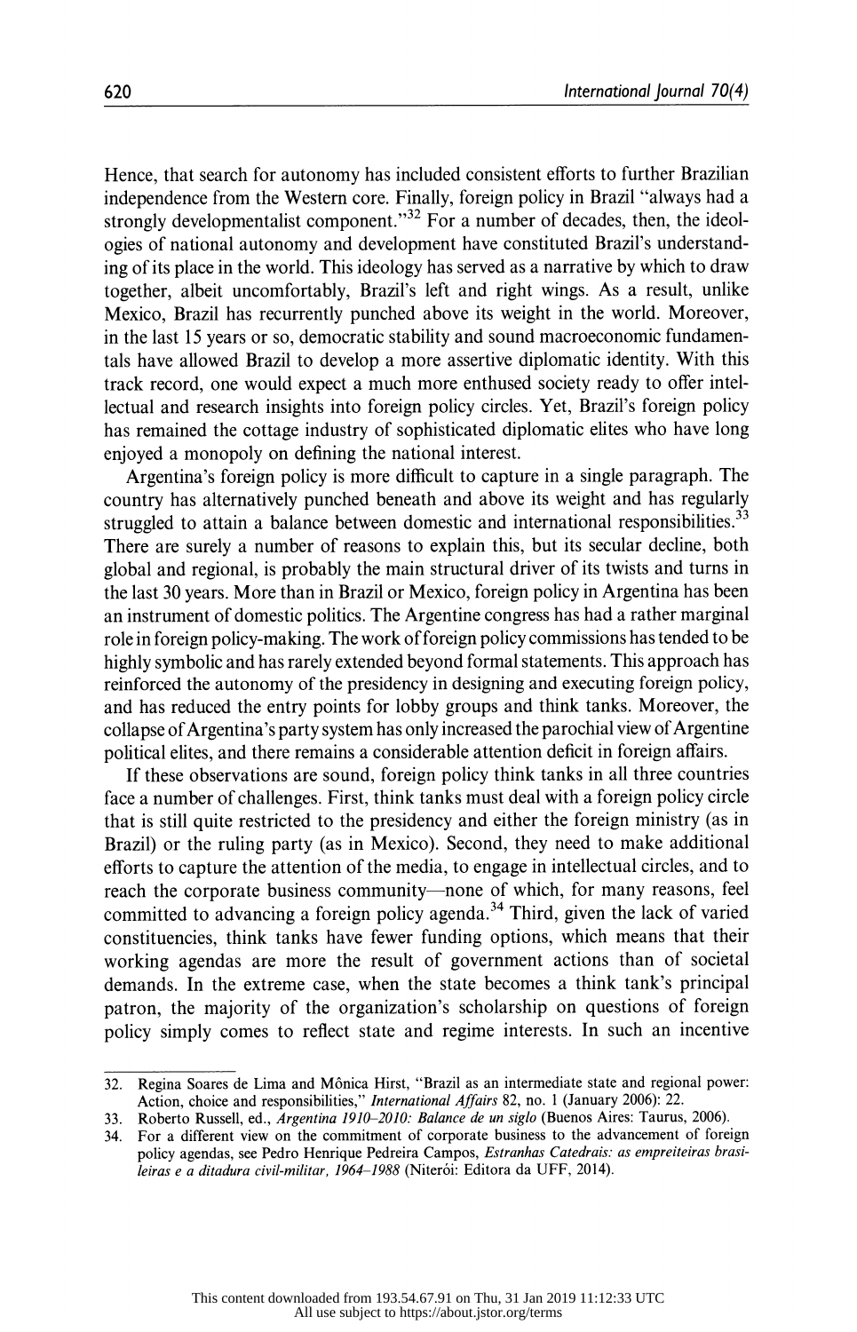Hence, that search for autonomy has included consistent efforts to further Brazilian independence from the Western core. Finally, foreign policy in Brazil "always had a strongly developmentalist component."[32] For a number of decades, then, the ideologies of national autonomy and development have constituted Brazil's understanding of its place in the world. This ideology has served as a narrative by which to draw together, albeit uncomfortably, Brazil's left and right wings. As a result, unlike Mexico, Brazil has recurrently punched above its weight in the world. Moreover, in the last 15 years or so, democratic stability and sound macroeconomic fundamentals have allowed Brazil to develop a more assertive diplomatic identity. With this track record, one would expect a much more enthused society ready to offer intellectual and research insights into foreign policy circles. Yet, Brazil's foreign policy has remained the cottage industry of sophisticated diplomatic elites who have long enjoyed a monopoly on defining the national interest.

Argentina's foreign policy is more difficult to capture in a single paragraph. The country has alternatively punched beneath and above its weight and has regularly struggled to attain a balance between domestic and international responsibilities.[33] There are surely a number of reasons to explain this, but its secular decline, both global and regional, is probably the main structural driver of its twists and turns in the last 30 years. More than in Brazil or Mexico, foreign policy in Argentina has been an instrument of domestic politics. The Argentine congress has had a rather marginal role in foreign policy-making. The work of foreign policy commissions has tended to be highly symbolic and has rarely extended beyond formal statements. This approach has reinforced the autonomy of the presidency in designing and executing foreign policy, and has reduced the entry points for lobby groups and think tanks. Moreover, the collapse of Argentina's party system has only increased the parochial view of Argentine political elites, and there remains a considerable attention deficit in foreign affairs.

If these observations are sound, foreign policy think tanks in all three countries face a number of challenges. First, think tanks must deal with a foreign policy circle that is still quite restricted to the presidency and either the foreign ministry (as in Brazil) or the ruling party (as in Mexico). Second, they need to make additional efforts to capture the attention of the media, to engage in intellectual circles, and to reach the corporate business community—none of which, for many reasons, feel committed to advancing a foreign policy agenda.[34] Third, given the lack of varied constituencies, think tanks have fewer funding options, which means that their working agendas are more the result of government actions than of societal demands. In the extreme case, when the state becomes a think tank's principal patron, the majority of the organization's scholarship on questions of foreign policy simply comes to reflect state and regime interests. In such an incentive

---

32. Regina Soares de Lima and Mônica Hirst, "Brazil as an intermediate state and regional power: Action, choice and responsibilities," *International Affairs* 82, no. 1 (January 2006): 22.
33. Roberto Russell, ed., *Argentina 1910–2010: Balance de un siglo* (Buenos Aires: Taurus, 2006).
34. For a different view on the commitment of corporate business to the advancement of foreign policy agendas, see Pedro Henrique Pedreira Campos, *Estranhas Catedrais: as empreiteiras brasileiras e a ditadura civil-militar, 1964–1988* (Niterói: Editora da UFF, 2014).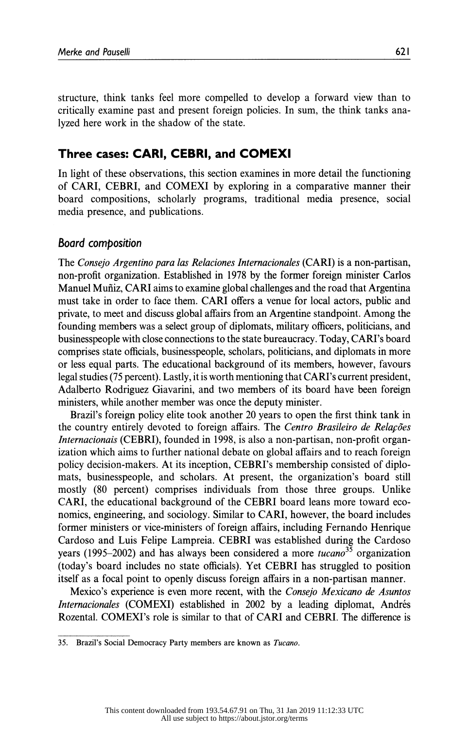structure, think tanks feel more compelled to develop a forward view than to critically examine past and present foreign policies. In sum, the think tanks analyzed here work in the shadow of the state.

## Three cases: CARI, CEBRI, and COMEXI

In light of these observations, this section examines in more detail the functioning of CARI, CEBRI, and COMEXI by exploring in a comparative manner their board compositions, scholarly programs, traditional media presence, social media presence, and publications.

### Board composition

The *Consejo Argentino para las Relaciones Internacionales* (CARI) is a non-partisan, non-profit organization. Established in 1978 by the former foreign minister Carlos Manuel Muñiz, CARI aims to examine global challenges and the road that Argentina must take in order to face them. CARI offers a venue for local actors, public and private, to meet and discuss global affairs from an Argentine standpoint. Among the founding members was a select group of diplomats, military officers, politicians, and businesspeople with close connections to the state bureaucracy. Today, CARI's board comprises state officials, businesspeople, scholars, politicians, and diplomats in more or less equal parts. The educational background of its members, however, favours legal studies (75 percent). Lastly, it is worth mentioning that CARI's current president, Adalberto Rodriguez Giavarini, and two members of its board have been foreign ministers, while another member was once the deputy minister.

Brazil's foreign policy elite took another 20 years to open the first think tank in the country entirely devoted to foreign affairs. The *Centro Brasileiro de Relações Internacionais* (CEBRI), founded in 1998, is also a non-partisan, non-profit organization which aims to further national debate on global affairs and to reach foreign policy decision-makers. At its inception, CEBRI's membership consisted of diplomats, businesspeople, and scholars. At present, the organization's board still mostly (80 percent) comprises individuals from those three groups. Unlike CARI, the educational background of the CEBRI board leans more toward economics, engineering, and sociology. Similar to CARI, however, the board includes former ministers or vice-ministers of foreign affairs, including Fernando Henrique Cardoso and Luis Felipe Lampreia. CEBRI was established during the Cardoso years (1995–2002) and has always been considered a more *tucano*[35] organization (today's board includes no state officials). Yet CEBRI has struggled to position itself as a focal point to openly discuss foreign affairs in a non-partisan manner.

Mexico's experience is even more recent, with the *Consejo Mexicano de Asuntos Internacionales* (COMEXI) established in 2002 by a leading diplomat, Andrés Rozental. COMEXI's role is similar to that of CARI and CEBRI. The difference is

35. Brazil's Social Democracy Party members are known as *Tucano*.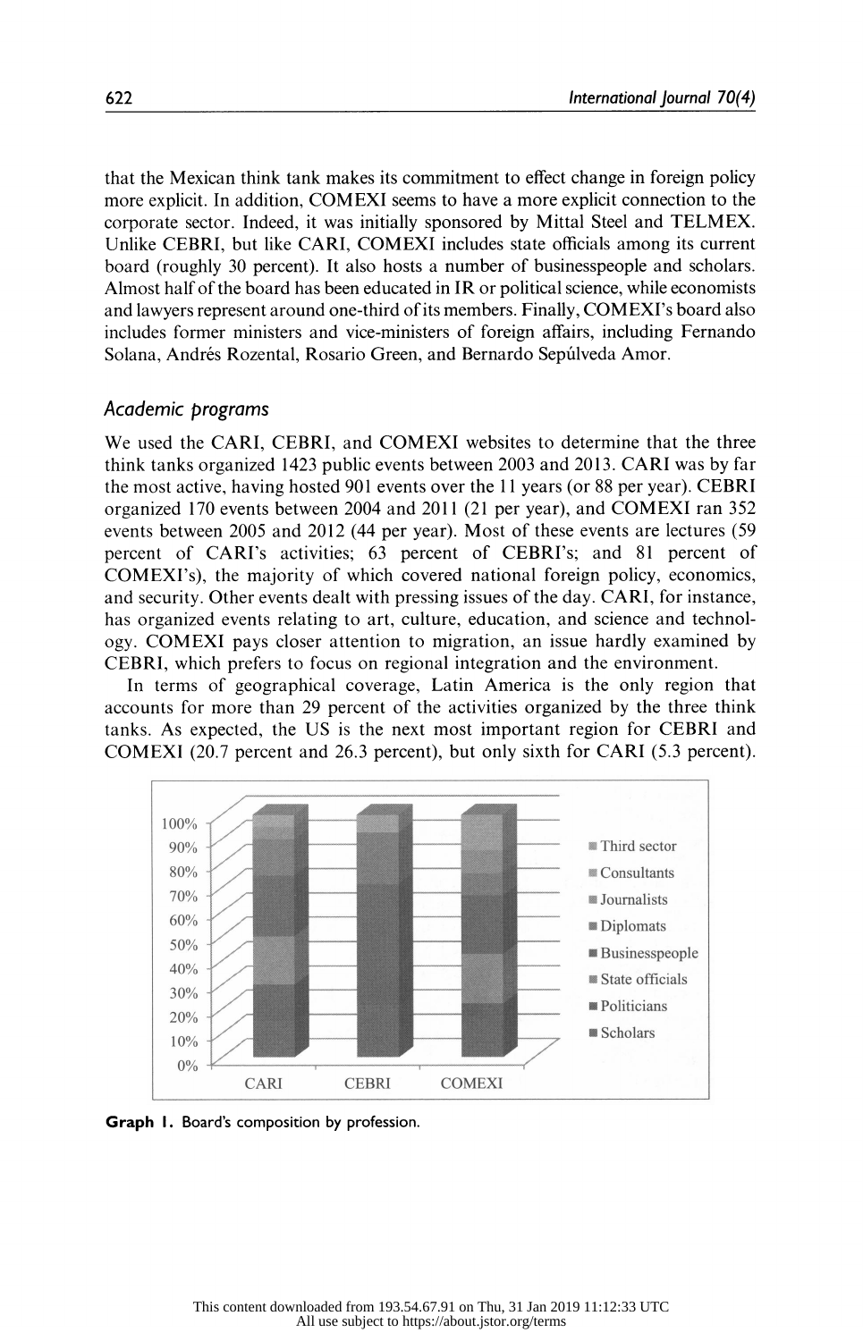that the Mexican think tank makes its commitment to effect change in foreign policy more explicit. In addition, COMEXI seems to have a more explicit connection to the corporate sector. Indeed, it was initially sponsored by Mittal Steel and TELMEX. Unlike CEBRI, but like CARI, COMEXI includes state officials among its current board (roughly 30 percent). It also hosts a number of businesspeople and scholars. Almost half of the board has been educated in IR or political science, while economists and lawyers represent around one-third of its members. Finally, COMEXI's board also includes former ministers and vice-ministers of foreign affairs, including Fernando Solana, Andrés Rozental, Rosario Green, and Bernardo Sepúlveda Amor.

### *Academic programs*

We used the CARI, CEBRI, and COMEXI websites to determine that the three think tanks organized 1423 public events between 2003 and 2013. CARI was by far the most active, having hosted 901 events over the 11 years (or 88 per year). CEBRI organized 170 events between 2004 and 2011 (21 per year), and COMEXI ran 352 events between 2005 and 2012 (44 per year). Most of these events are lectures (59 percent of CARI's activities; 63 percent of CEBRI's; and 81 percent of COMEXI's), the majority of which covered national foreign policy, economics, and security. Other events dealt with pressing issues of the day. CARI, for instance, has organized events relating to art, culture, education, and science and technology. COMEXI pays closer attention to migration, an issue hardly examined by CEBRI, which prefers to focus on regional integration and the environment.

In terms of geographical coverage, Latin America is the only region that accounts for more than 29 percent of the activities organized by the three think tanks. As expected, the US is the next most important region for CEBRI and COMEXI (20.7 percent and 26.3 percent), but only sixth for CARI (5.3 percent).

**Graph 1.** Board's composition by profession.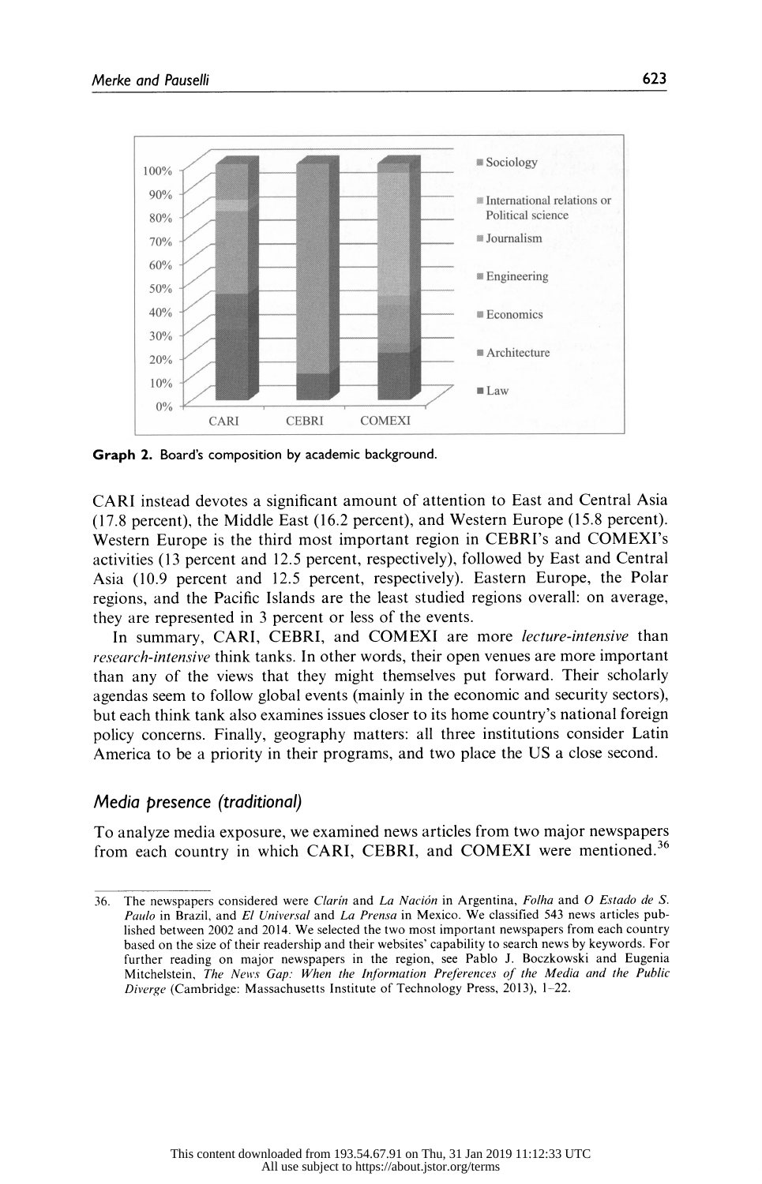**Graph 2.** Board's composition by academic background.

CARI instead devotes a significant amount of attention to East and Central Asia (17.8 percent), the Middle East (16.2 percent), and Western Europe (15.8 percent). Western Europe is the third most important region in CEBRI's and COMEXI's activities (13 percent and 12.5 percent, respectively), followed by East and Central Asia (10.9 percent and 12.5 percent, respectively). Eastern Europe, the Polar regions, and the Pacific Islands are the least studied regions overall: on average, they are represented in 3 percent or less of the events.

In summary, CARI, CEBRI, and COMEXI are more *lecture-intensive* than *research-intensive* think tanks. In other words, their open venues are more important than any of the views that they might themselves put forward. Their scholarly agendas seem to follow global events (mainly in the economic and security sectors), but each think tank also examines issues closer to its home country's national foreign policy concerns. Finally, geography matters: all three institutions consider Latin America to be a priority in their programs, and two place the US a close second.

### *Media presence (traditional)*

To analyze media exposure, we examined news articles from two major newspapers from each country in which CARI, CEBRI, and COMEXI were mentioned.[36]

---

36. The newspapers considered were *Clarín* and *La Nación* in Argentina, *Folha* and *O Estado de S. Paulo* in Brazil, and *El Universal* and *La Prensa* in Mexico. We classified 543 news articles published between 2002 and 2014. We selected the two most important newspapers from each country based on the size of their readership and their websites' capability to search news by keywords. For further reading on major newspapers in the region, see Pablo J. Boczkowski and Eugenia Mitchelstein, *The News Gap: When the Information Preferences of the Media and the Public Diverge* (Cambridge: Massachusetts Institute of Technology Press, 2013), 1–22.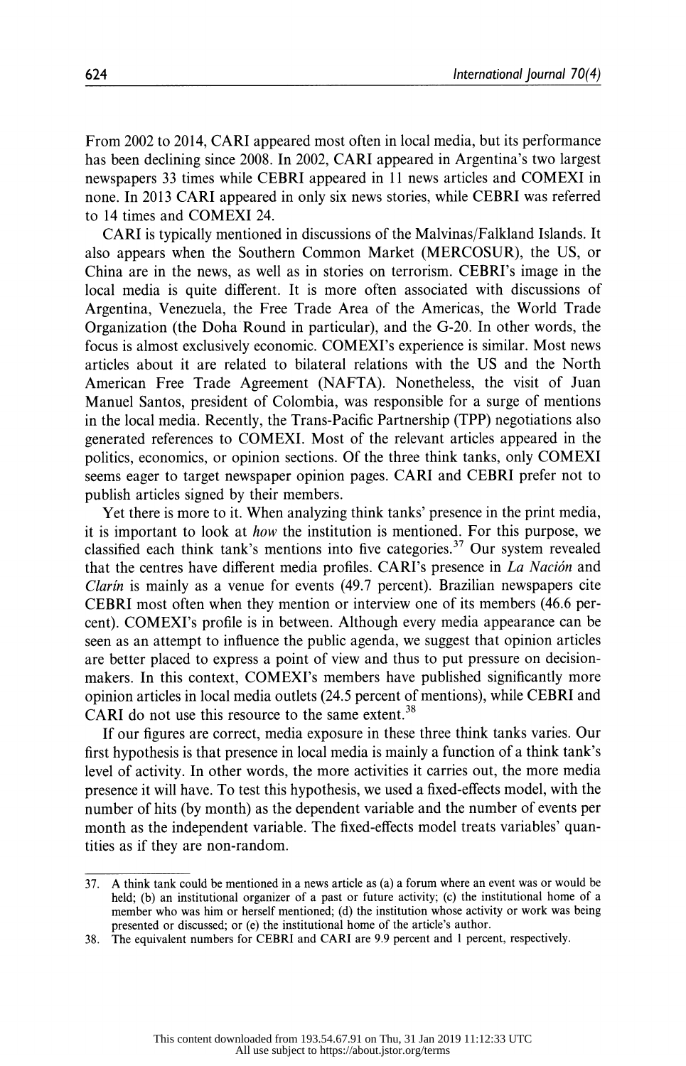From 2002 to 2014, CARI appeared most often in local media, but its performance has been declining since 2008. In 2002, CARI appeared in Argentina's two largest newspapers 33 times while CEBRI appeared in 11 news articles and COMEXI in none. In 2013 CARI appeared in only six news stories, while CEBRI was referred to 14 times and COMEXI 24.

CARI is typically mentioned in discussions of the Malvinas/Falkland Islands. It also appears when the Southern Common Market (MERCOSUR), the US, or China are in the news, as well as in stories on terrorism. CEBRI's image in the local media is quite different. It is more often associated with discussions of Argentina, Venezuela, the Free Trade Area of the Americas, the World Trade Organization (the Doha Round in particular), and the G-20. In other words, the focus is almost exclusively economic. COMEXI's experience is similar. Most news articles about it are related to bilateral relations with the US and the North American Free Trade Agreement (NAFTA). Nonetheless, the visit of Juan Manuel Santos, president of Colombia, was responsible for a surge of mentions in the local media. Recently, the Trans-Pacific Partnership (TPP) negotiations also generated references to COMEXI. Most of the relevant articles appeared in the politics, economics, or opinion sections. Of the three think tanks, only COMEXI seems eager to target newspaper opinion pages. CARI and CEBRI prefer not to publish articles signed by their members.

Yet there is more to it. When analyzing think tanks' presence in the print media, it is important to look at *how* the institution is mentioned. For this purpose, we classified each think tank's mentions into five categories.[37] Our system revealed that the centres have different media profiles. CARI's presence in *La Nación* and *Clarín* is mainly as a venue for events (49.7 percent). Brazilian newspapers cite CEBRI most often when they mention or interview one of its members (46.6 percent). COMEXI's profile is in between. Although every media appearance can be seen as an attempt to influence the public agenda, we suggest that opinion articles are better placed to express a point of view and thus to put pressure on decision-makers. In this context, COMEXI's members have published significantly more opinion articles in local media outlets (24.5 percent of mentions), while CEBRI and CARI do not use this resource to the same extent.[38]

If our figures are correct, media exposure in these three think tanks varies. Our first hypothesis is that presence in local media is mainly a function of a think tank's level of activity. In other words, the more activities it carries out, the more media presence it will have. To test this hypothesis, we used a fixed-effects model, with the number of hits (by month) as the dependent variable and the number of events per month as the independent variable. The fixed-effects model treats variables' quantities as if they are non-random.

---

37. A think tank could be mentioned in a news article as (a) a forum where an event was or would be held; (b) an institutional organizer of a past or future activity; (c) the institutional home of a member who was him or herself mentioned; (d) the institution whose activity or work was being presented or discussed; or (e) the institutional home of the article's author.

38. The equivalent numbers for CEBRI and CARI are 9.9 percent and 1 percent, respectively.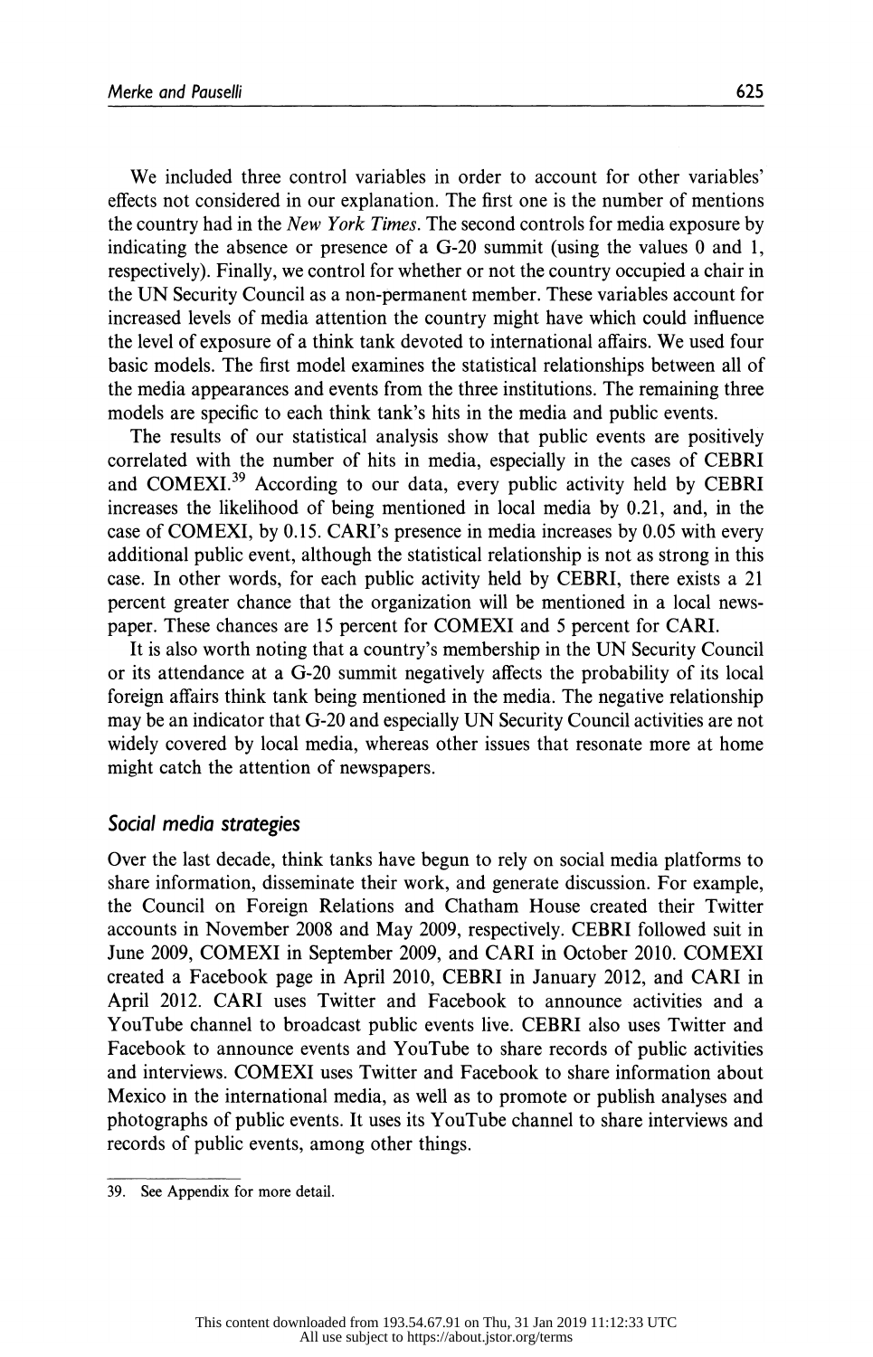We included three control variables in order to account for other variables' effects not considered in our explanation. The first one is the number of mentions the country had in the *New York Times*. The second controls for media exposure by indicating the absence or presence of a G-20 summit (using the values 0 and 1, respectively). Finally, we control for whether or not the country occupied a chair in the UN Security Council as a non-permanent member. These variables account for increased levels of media attention the country might have which could influence the level of exposure of a think tank devoted to international affairs. We used four basic models. The first model examines the statistical relationships between all of the media appearances and events from the three institutions. The remaining three models are specific to each think tank's hits in the media and public events.

The results of our statistical analysis show that public events are positively correlated with the number of hits in media, especially in the cases of CEBRI and COMEXI.[39] According to our data, every public activity held by CEBRI increases the likelihood of being mentioned in local media by 0.21, and, in the case of COMEXI, by 0.15. CARI's presence in media increases by 0.05 with every additional public event, although the statistical relationship is not as strong in this case. In other words, for each public activity held by CEBRI, there exists a 21 percent greater chance that the organization will be mentioned in a local newspaper. These chances are 15 percent for COMEXI and 5 percent for CARI.

It is also worth noting that a country's membership in the UN Security Council or its attendance at a G-20 summit negatively affects the probability of its local foreign affairs think tank being mentioned in the media. The negative relationship may be an indicator that G-20 and especially UN Security Council activities are not widely covered by local media, whereas other issues that resonate more at home might catch the attention of newspapers.

### *Social media strategies*

Over the last decade, think tanks have begun to rely on social media platforms to share information, disseminate their work, and generate discussion. For example, the Council on Foreign Relations and Chatham House created their Twitter accounts in November 2008 and May 2009, respectively. CEBRI followed suit in June 2009, COMEXI in September 2009, and CARI in October 2010. COMEXI created a Facebook page in April 2010, CEBRI in January 2012, and CARI in April 2012. CARI uses Twitter and Facebook to announce activities and a YouTube channel to broadcast public events live. CEBRI also uses Twitter and Facebook to announce events and YouTube to share records of public activities and interviews. COMEXI uses Twitter and Facebook to share information about Mexico in the international media, as well as to promote or publish analyses and photographs of public events. It uses its YouTube channel to share interviews and records of public events, among other things.

---

39. See Appendix for more detail.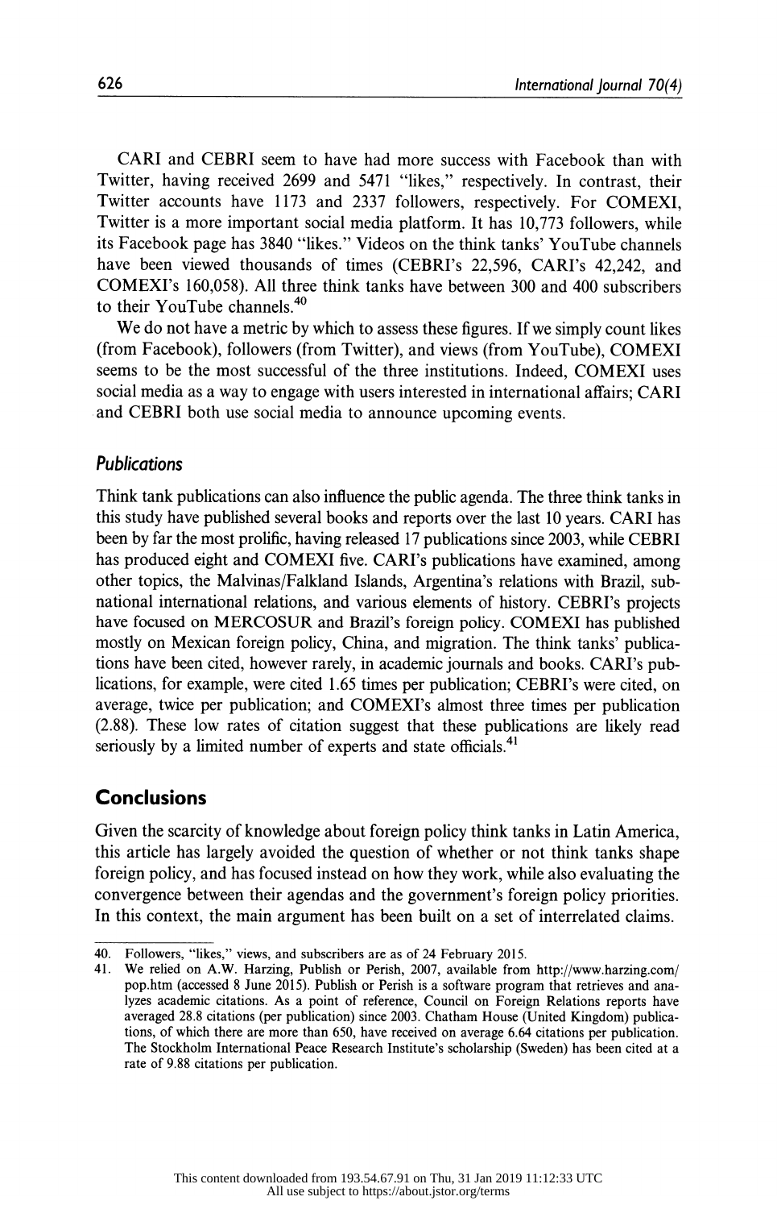CARI and CEBRI seem to have had more success with Facebook than with Twitter, having received 2699 and 5471 "likes," respectively. In contrast, their Twitter accounts have 1173 and 2337 followers, respectively. For COMEXI, Twitter is a more important social media platform. It has 10,773 followers, while its Facebook page has 3840 "likes." Videos on the think tanks' YouTube channels have been viewed thousands of times (CEBRI's 22,596, CARI's 42,242, and COMEXI's 160,058). All three think tanks have between 300 and 400 subscribers to their YouTube channels.[40]

We do not have a metric by which to assess these figures. If we simply count likes (from Facebook), followers (from Twitter), and views (from YouTube), COMEXI seems to be the most successful of the three institutions. Indeed, COMEXI uses social media as a way to engage with users interested in international affairs; CARI and CEBRI both use social media to announce upcoming events.

### *Publications*

Think tank publications can also influence the public agenda. The three think tanks in this study have published several books and reports over the last 10 years. CARI has been by far the most prolific, having released 17 publications since 2003, while CEBRI has produced eight and COMEXI five. CARI's publications have examined, among other topics, the Malvinas/Falkland Islands, Argentina's relations with Brazil, subnational international relations, and various elements of history. CEBRI's projects have focused on MERCOSUR and Brazil's foreign policy. COMEXI has published mostly on Mexican foreign policy, China, and migration. The think tanks' publications have been cited, however rarely, in academic journals and books. CARI's publications, for example, were cited 1.65 times per publication; CEBRI's were cited, on average, twice per publication; and COMEXI's almost three times per publication (2.88). These low rates of citation suggest that these publications are likely read seriously by a limited number of experts and state officials.[41]

## Conclusions

Given the scarcity of knowledge about foreign policy think tanks in Latin America, this article has largely avoided the question of whether or not think tanks shape foreign policy, and has focused instead on how they work, while also evaluating the convergence between their agendas and the government's foreign policy priorities. In this context, the main argument has been built on a set of interrelated claims.

---

40. Followers, "likes," views, and subscribers are as of 24 February 2015.

41. We relied on A.W. Harzing, Publish or Perish, 2007, available from http://www.harzing.com/pop.htm (accessed 8 June 2015). Publish or Perish is a software program that retrieves and analyzes academic citations. As a point of reference, Council on Foreign Relations reports have averaged 28.8 citations (per publication) since 2003. Chatham House (United Kingdom) publications, of which there are more than 650, have received on average 6.64 citations per publication. The Stockholm International Peace Research Institute's scholarship (Sweden) has been cited at a rate of 9.88 citations per publication.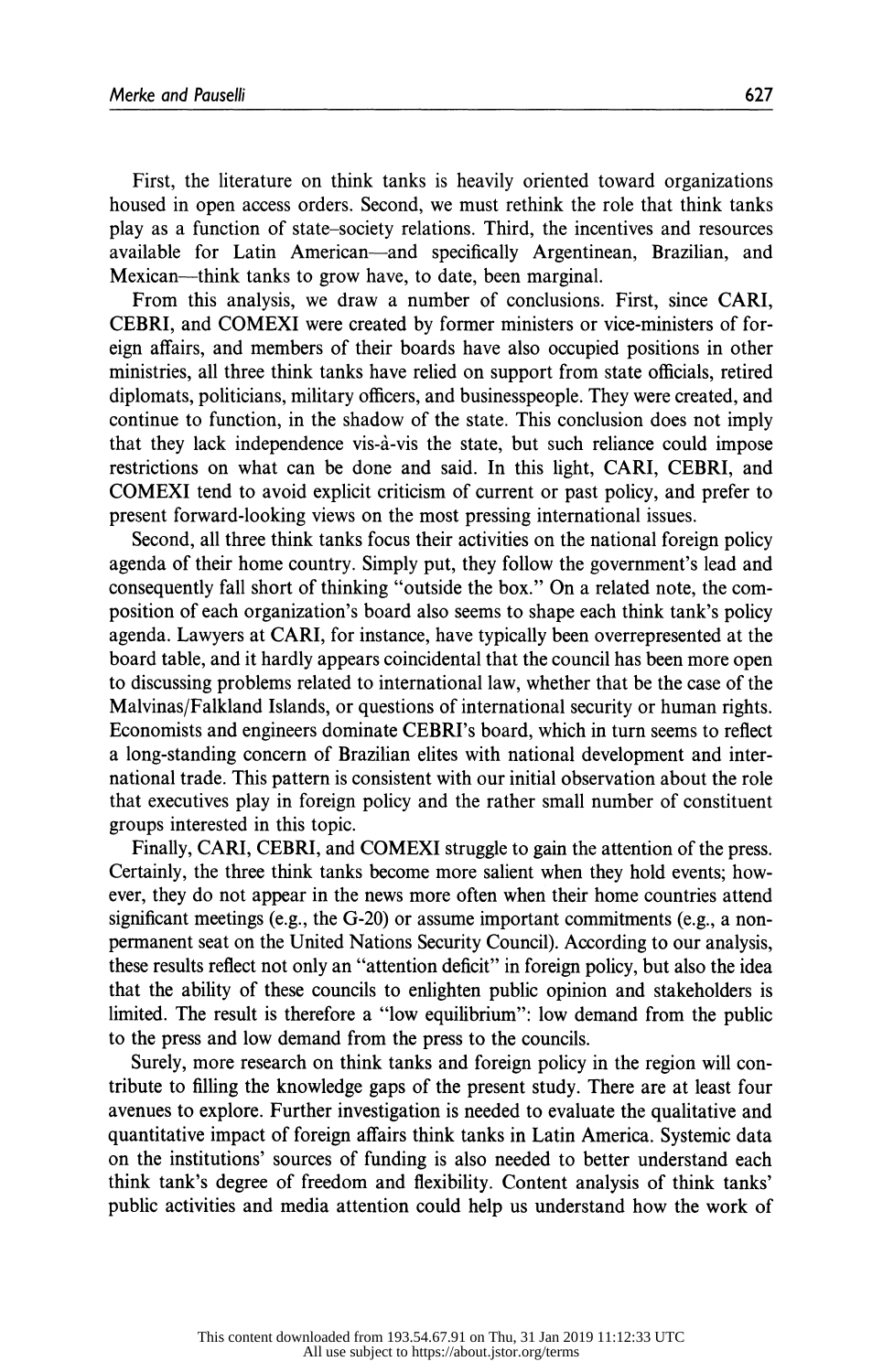First, the literature on think tanks is heavily oriented toward organizations housed in open access orders. Second, we must rethink the role that think tanks play as a function of state–society relations. Third, the incentives and resources available for Latin American—and specifically Argentinean, Brazilian, and Mexican—think tanks to grow have, to date, been marginal.

From this analysis, we draw a number of conclusions. First, since CARI, CEBRI, and COMEXI were created by former ministers or vice-ministers of foreign affairs, and members of their boards have also occupied positions in other ministries, all three think tanks have relied on support from state officials, retired diplomats, politicians, military officers, and businesspeople. They were created, and continue to function, in the shadow of the state. This conclusion does not imply that they lack independence vis-à-vis the state, but such reliance could impose restrictions on what can be done and said. In this light, CARI, CEBRI, and COMEXI tend to avoid explicit criticism of current or past policy, and prefer to present forward-looking views on the most pressing international issues.

Second, all three think tanks focus their activities on the national foreign policy agenda of their home country. Simply put, they follow the government's lead and consequently fall short of thinking "outside the box." On a related note, the composition of each organization's board also seems to shape each think tank's policy agenda. Lawyers at CARI, for instance, have typically been overrepresented at the board table, and it hardly appears coincidental that the council has been more open to discussing problems related to international law, whether that be the case of the Malvinas/Falkland Islands, or questions of international security or human rights. Economists and engineers dominate CEBRI's board, which in turn seems to reflect a long-standing concern of Brazilian elites with national development and international trade. This pattern is consistent with our initial observation about the role that executives play in foreign policy and the rather small number of constituent groups interested in this topic.

Finally, CARI, CEBRI, and COMEXI struggle to gain the attention of the press. Certainly, the three think tanks become more salient when they hold events; however, they do not appear in the news more often when their home countries attend significant meetings (e.g., the G-20) or assume important commitments (e.g., a non-permanent seat on the United Nations Security Council). According to our analysis, these results reflect not only an "attention deficit" in foreign policy, but also the idea that the ability of these councils to enlighten public opinion and stakeholders is limited. The result is therefore a "low equilibrium": low demand from the public to the press and low demand from the press to the councils.

Surely, more research on think tanks and foreign policy in the region will contribute to filling the knowledge gaps of the present study. There are at least four avenues to explore. Further investigation is needed to evaluate the qualitative and quantitative impact of foreign affairs think tanks in Latin America. Systemic data on the institutions' sources of funding is also needed to better understand each think tank's degree of freedom and flexibility. Content analysis of think tanks' public activities and media attention could help us understand how the work of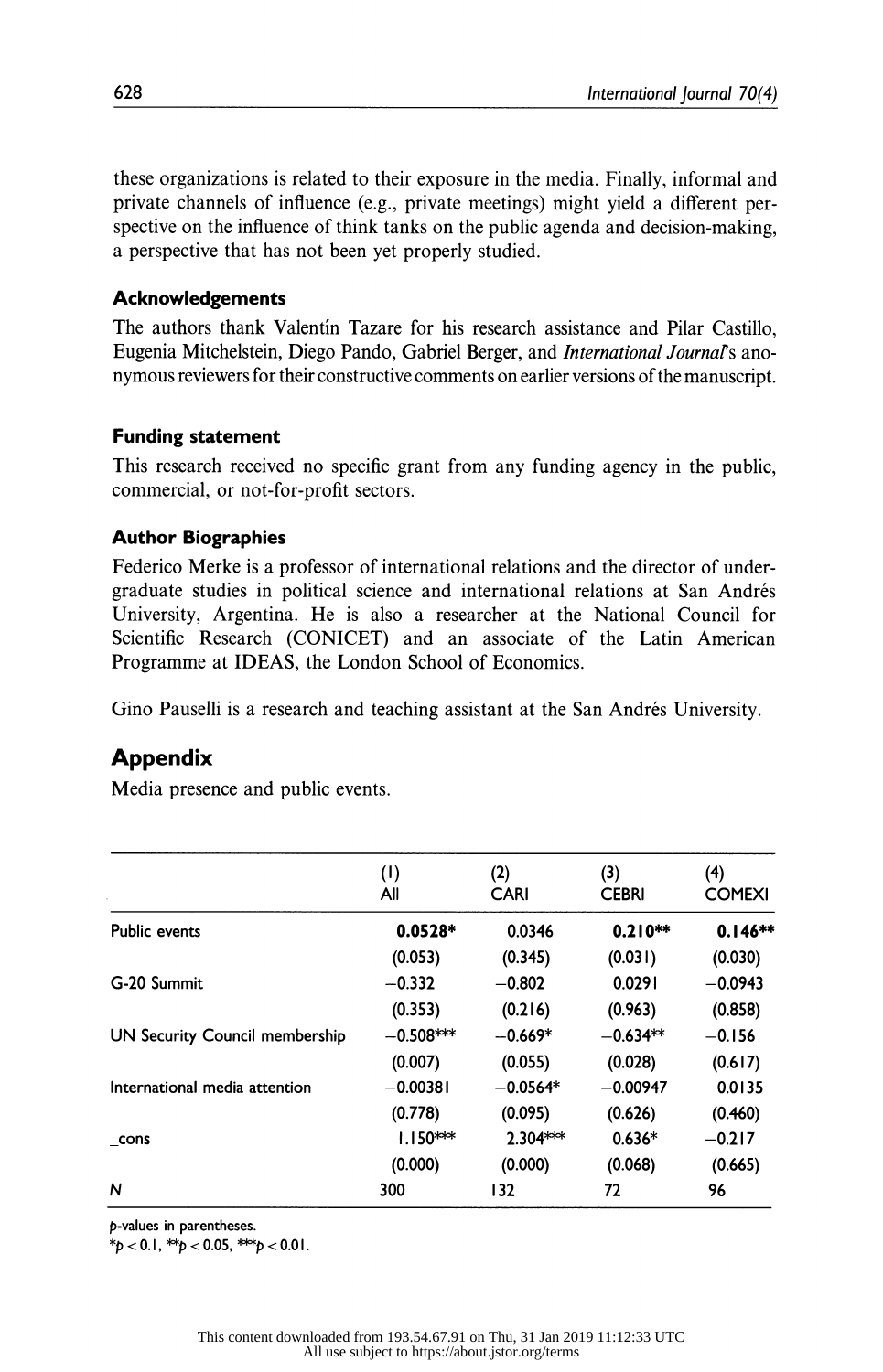these organizations is related to their exposure in the media. Finally, informal and private channels of influence (e.g., private meetings) might yield a different perspective on the influence of think tanks on the public agenda and decision-making, a perspective that has not been yet properly studied.

### Acknowledgements

The authors thank Valentín Tazare for his research assistance and Pilar Castillo, Eugenia Mitchelstein, Diego Pando, Gabriel Berger, and *International Journal*'s anonymous reviewers for their constructive comments on earlier versions of the manuscript.

### Funding statement

This research received no specific grant from any funding agency in the public, commercial, or not-for-profit sectors.

### Author Biographies

Federico Merke is a professor of international relations and the director of undergraduate studies in political science and international relations at San Andrés University, Argentina. He is also a researcher at the National Council for Scientific Research (CONICET) and an associate of the Latin American Programme at IDEAS, the London School of Economics.

Gino Pauselli is a research and teaching assistant at the San Andrés University.

## Appendix

Media presence and public events.

| | (1) All | (2) CARI | (3) CEBRI | (4) COMEXI |
|---|---|---|---|---|
| Public events | **0.0528*** | 0.0346 | **0.210**** | **0.146**** |
| | (0.053) | (0.345) | (0.031) | (0.030) |
| G-20 Summit | −0.332 | −0.802 | 0.0291 | −0.0943 |
| | (0.353) | (0.216) | (0.963) | (0.858) |
| UN Security Council membership | −0.508*** | −0.669* | −0.634** | −0.156 |
| | (0.007) | (0.055) | (0.028) | (0.617) |
| International media attention | −0.00381 | −0.0564* | −0.00947 | 0.0135 |
| | (0.778) | (0.095) | (0.626) | (0.460) |
| _cons | 1.150*** | 2.304*** | 0.636* | −0.217 |
| | (0.000) | (0.000) | (0.068) | (0.665) |
| N | 300 | 132 | 72 | 96 |

*p*-values in parentheses.
*$p < 0.1$, **$p < 0.05$, ***$p < 0.01$.